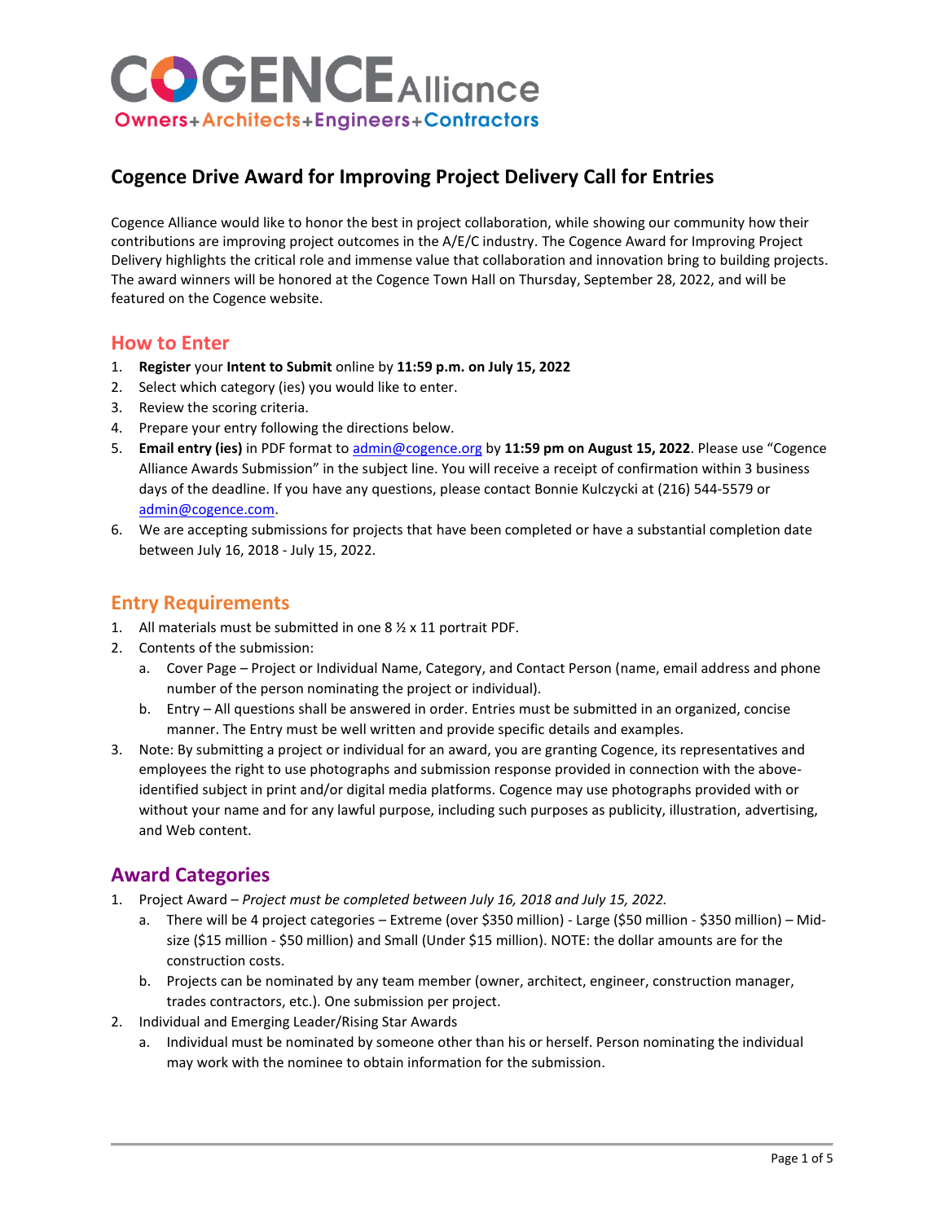# COGENCE Alliance

**Owners+Architects+Engineers+Contractors**

## Cogence Drive Award for Improving Project Delivery Call for Entries

Cogence Alliance would like to honor the best in project collaboration, while showing our community how their contributions are improving project outcomes in the A/E/C industry. The Cogence Award for Improving Project Delivery highlights the critical role and immense value that collaboration and innovation bring to building projects. The award winners will be honored at the Cogence Town Hall on Thursday, September 28, 2022, and will be featured on the Cogence website.

## How to Enter

1. **Register** your **Intent to Submit** online by **11:59 p.m. on July 15, 2022**
2. Select which category (ies) you would like to enter.
3. Review the scoring criteria.
4. Prepare your entry following the directions below.
5. **Email entry (ies)** in PDF format to admin@cogence.org by **11:59 pm on August 15, 2022**. Please use "Cogence Alliance Awards Submission" in the subject line. You will receive a receipt of confirmation within 3 business days of the deadline. If you have any questions, please contact Bonnie Kulczycki at (216) 544-5579 or admin@cogence.com.
6. We are accepting submissions for projects that have been completed or have a substantial completion date between July 16, 2018 - July 15, 2022.

## Entry Requirements

1. All materials must be submitted in one 8 ½ x 11 portrait PDF.
2. Contents of the submission:
   a. Cover Page – Project or Individual Name, Category, and Contact Person (name, email address and phone number of the person nominating the project or individual).
   b. Entry – All questions shall be answered in order. Entries must be submitted in an organized, concise manner. The Entry must be well written and provide specific details and examples.
3. Note: By submitting a project or individual for an award, you are granting Cogence, its representatives and employees the right to use photographs and submission response provided in connection with the above-identified subject in print and/or digital media platforms. Cogence may use photographs provided with or without your name and for any lawful purpose, including such purposes as publicity, illustration, advertising, and Web content.

## Award Categories

1. Project Award – *Project must be completed between July 16, 2018 and July 15, 2022.*
   a. There will be 4 project categories – Extreme (over $350 million) - Large ($50 million - $350 million) – Mid-size ($15 million - $50 million) and Small (Under $15 million). NOTE: the dollar amounts are for the construction costs.
   b. Projects can be nominated by any team member (owner, architect, engineer, construction manager, trades contractors, etc.). One submission per project.
2. Individual and Emerging Leader/Rising Star Awards
   a. Individual must be nominated by someone other than his or herself. Person nominating the individual may work with the nominee to obtain information for the submission.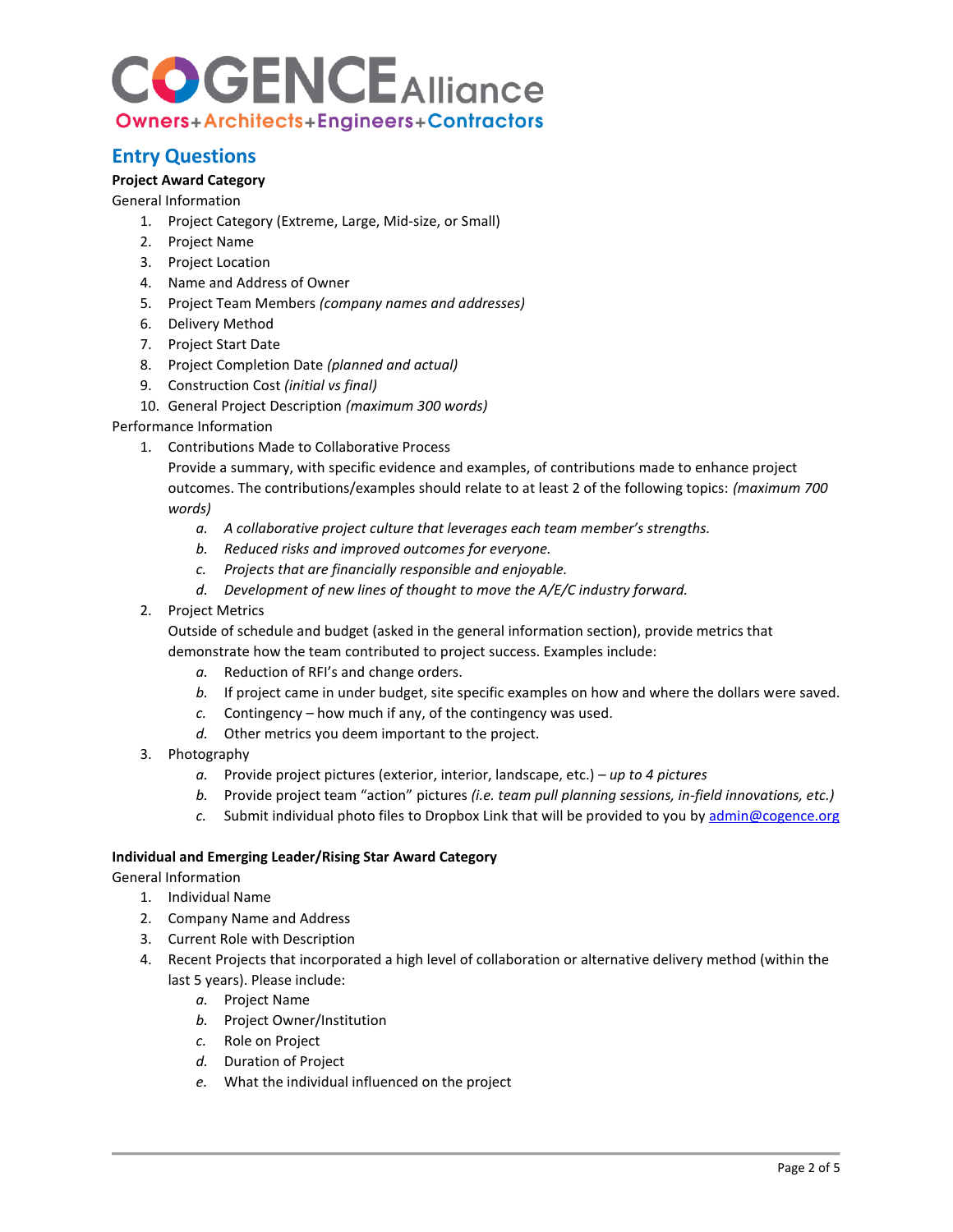# Entry Questions

**Project Award Category**

General Information

1. Project Category (Extreme, Large, Mid-size, or Small)
2. Project Name
3. Project Location
4. Name and Address of Owner
5. Project Team Members *(company names and addresses)*
6. Delivery Method
7. Project Start Date
8. Project Completion Date *(planned and actual)*
9. Construction Cost *(initial vs final)*
10. General Project Description *(maximum 300 words)*

Performance Information

1. Contributions Made to Collaborative Process
   Provide a summary, with specific evidence and examples, of contributions made to enhance project outcomes. The contributions/examples should relate to at least 2 of the following topics: *(maximum 700 words)*
   a. *A collaborative project culture that leverages each team member's strengths.*
   b. *Reduced risks and improved outcomes for everyone.*
   c. *Projects that are financially responsible and enjoyable.*
   d. *Development of new lines of thought to move the A/E/C industry forward.*
2. Project Metrics
   Outside of schedule and budget (asked in the general information section), provide metrics that demonstrate how the team contributed to project success. Examples include:
   a. Reduction of RFI's and change orders.
   b. If project came in under budget, site specific examples on how and where the dollars were saved.
   c. Contingency – how much if any, of the contingency was used.
   d. Other metrics you deem important to the project.
3. Photography
   a. Provide project pictures (exterior, interior, landscape, etc.) – *up to 4 pictures*
   b. Provide project team "action" pictures *(i.e. team pull planning sessions, in-field innovations, etc.)*
   c. Submit individual photo files to Dropbox Link that will be provided to you by admin@cogence.org

**Individual and Emerging Leader/Rising Star Award Category**

General Information

1. Individual Name
2. Company Name and Address
3. Current Role with Description
4. Recent Projects that incorporated a high level of collaboration or alternative delivery method (within the last 5 years). Please include:
   a. Project Name
   b. Project Owner/Institution
   c. Role on Project
   d. Duration of Project
   e. What the individual influenced on the project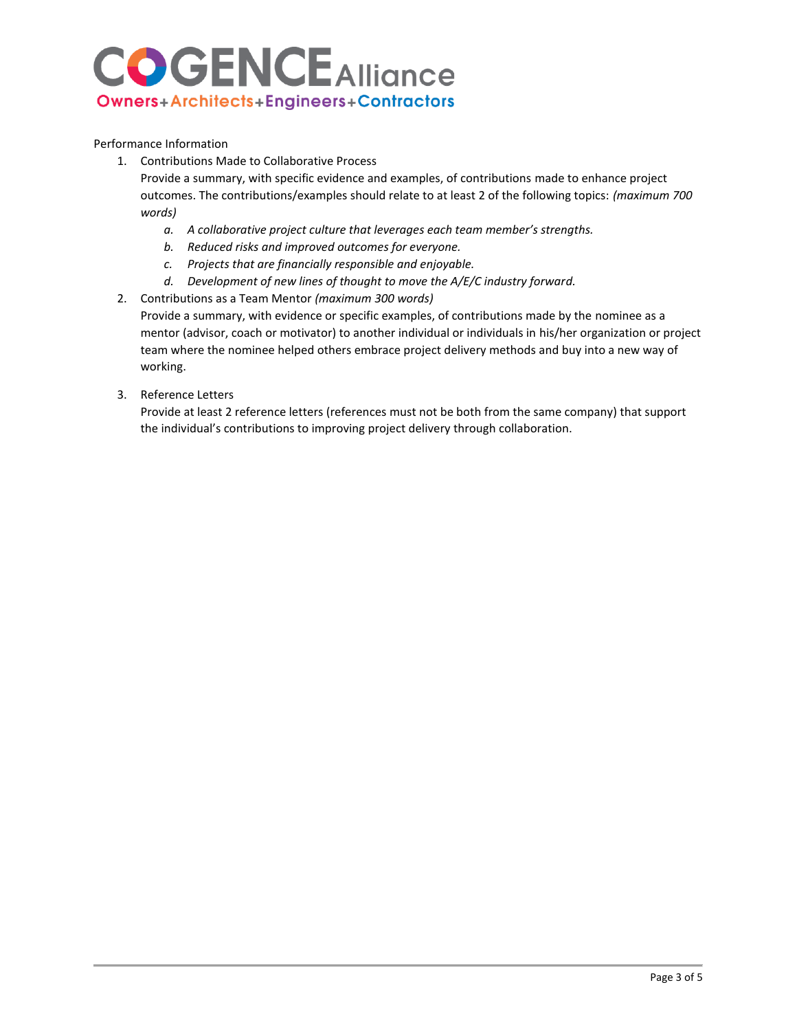Performance Information

1. Contributions Made to Collaborative Process

   Provide a summary, with specific evidence and examples, of contributions made to enhance project outcomes. The contributions/examples should relate to at least 2 of the following topics: *(maximum 700 words)*

   a. *A collaborative project culture that leverages each team member's strengths.*
   b. *Reduced risks and improved outcomes for everyone.*
   c. *Projects that are financially responsible and enjoyable.*
   d. *Development of new lines of thought to move the A/E/C industry forward.*

2. Contributions as a Team Mentor *(maximum 300 words)*

   Provide a summary, with evidence or specific examples, of contributions made by the nominee as a mentor (advisor, coach or motivator) to another individual or individuals in his/her organization or project team where the nominee helped others embrace project delivery methods and buy into a new way of working.

3. Reference Letters

   Provide at least 2 reference letters (references must not be both from the same company) that support the individual's contributions to improving project delivery through collaboration.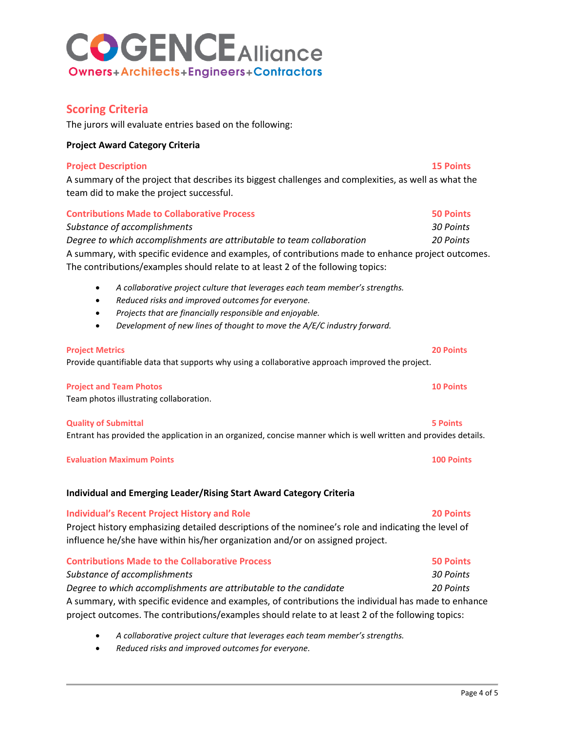## Scoring Criteria

The jurors will evaluate entries based on the following:

**Project Award Category Criteria**

**Project Description** — **15 Points**

A summary of the project that describes its biggest challenges and complexities, as well as what the team did to make the project successful.

**Contributions Made to Collaborative Process** — **50 Points**

*Substance of accomplishments* — *30 Points*

*Degree to which accomplishments are attributable to team collaboration* — *20 Points*

A summary, with specific evidence and examples, of contributions made to enhance project outcomes. The contributions/examples should relate to at least 2 of the following topics:

- *A collaborative project culture that leverages each team member's strengths.*
- *Reduced risks and improved outcomes for everyone.*
- *Projects that are financially responsible and enjoyable.*
- *Development of new lines of thought to move the A/E/C industry forward.*

**Project Metrics** — **20 Points**

Provide quantifiable data that supports why using a collaborative approach improved the project.

**Project and Team Photos** — **10 Points**

Team photos illustrating collaboration.

**Quality of Submittal** — **5 Points**

Entrant has provided the application in an organized, concise manner which is well written and provides details.

**Evaluation Maximum Points** — **100 Points**

**Individual and Emerging Leader/Rising Start Award Category Criteria**

**Individual's Recent Project History and Role** — **20 Points**

Project history emphasizing detailed descriptions of the nominee's role and indicating the level of influence he/she have within his/her organization and/or on assigned project.

**Contributions Made to the Collaborative Process** — **50 Points**

*Substance of accomplishments* — *30 Points*

*Degree to which accomplishments are attributable to the candidate* — *20 Points*

A summary, with specific evidence and examples, of contributions the individual has made to enhance project outcomes. The contributions/examples should relate to at least 2 of the following topics:

- *A collaborative project culture that leverages each team member's strengths.*
- *Reduced risks and improved outcomes for everyone.*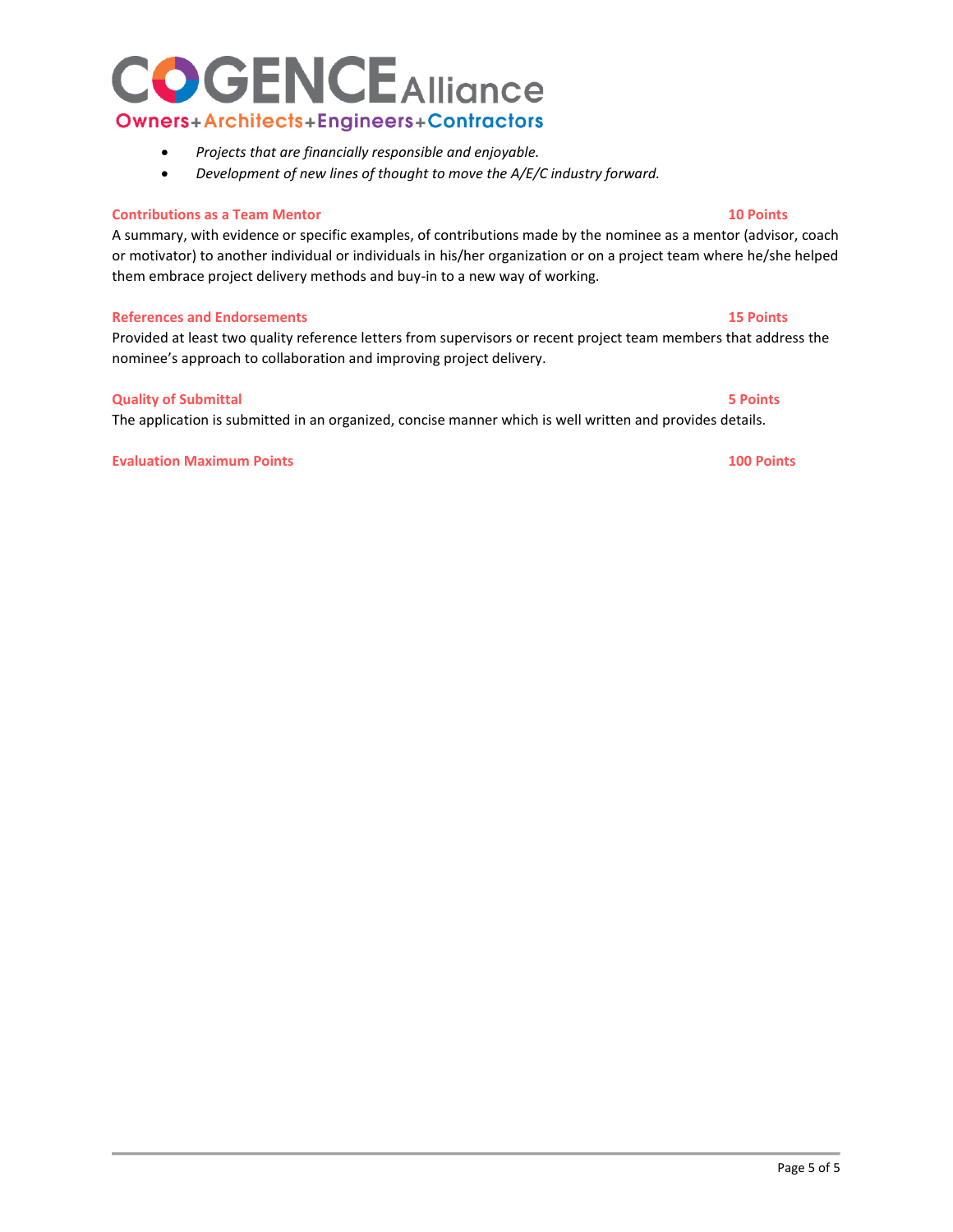- *Projects that are financially responsible and enjoyable.*
- *Development of new lines of thought to move the A/E/C industry forward.*

**Contributions as a Team Mentor** **10 Points**

A summary, with evidence or specific examples, of contributions made by the nominee as a mentor (advisor, coach or motivator) to another individual or individuals in his/her organization or on a project team where he/she helped them embrace project delivery methods and buy-in to a new way of working.

**References and Endorsements** **15 Points**

Provided at least two quality reference letters from supervisors or recent project team members that address the nominee's approach to collaboration and improving project delivery.

**Quality of Submittal** **5 Points**

The application is submitted in an organized, concise manner which is well written and provides details.

**Evaluation Maximum Points** **100 Points**